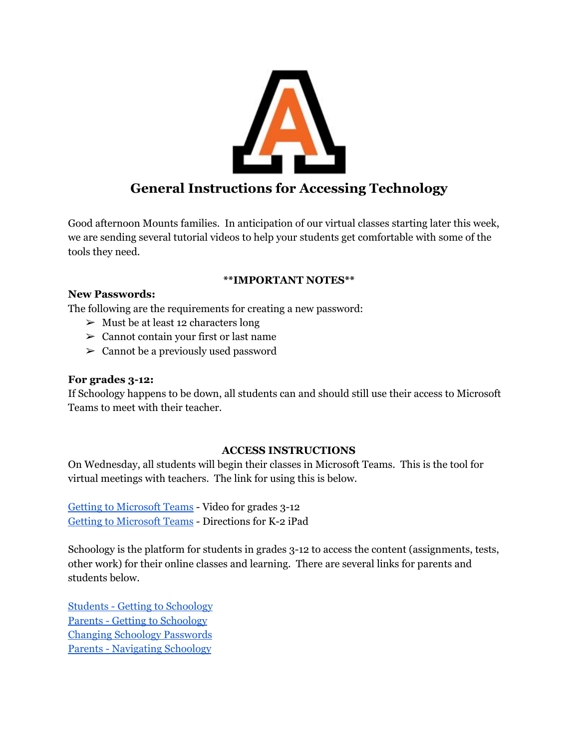# General Instructions for Accessing Technology

Good afternoon Mounts families. In anticipation of our virtual classes starting later this week, we are sending several tutorial videos to help your students get comfortable with some of the tools they need.

**\*\*IMPORTANT NOTES\*\***

**New Passwords:**

The following are the requirements for creating a new password:

- Must be at least 12 characters long
- Cannot contain your first or last name
- Cannot be a previously used password

**For grades 3-12:**

If Schoology happens to be down, all students can and should still use their access to Microsoft Teams to meet with their teacher.

**ACCESS INSTRUCTIONS**

On Wednesday, all students will begin their classes in Microsoft Teams. This is the tool for virtual meetings with teachers. The link for using this is below.

Getting to Microsoft Teams - Video for grades 3-12
Getting to Microsoft Teams - Directions for K-2 iPad

Schoology is the platform for students in grades 3-12 to access the content (assignments, tests, other work) for their online classes and learning. There are several links for parents and students below.

Students - Getting to Schoology
Parents - Getting to Schoology
Changing Schoology Passwords
Parents - Navigating Schoology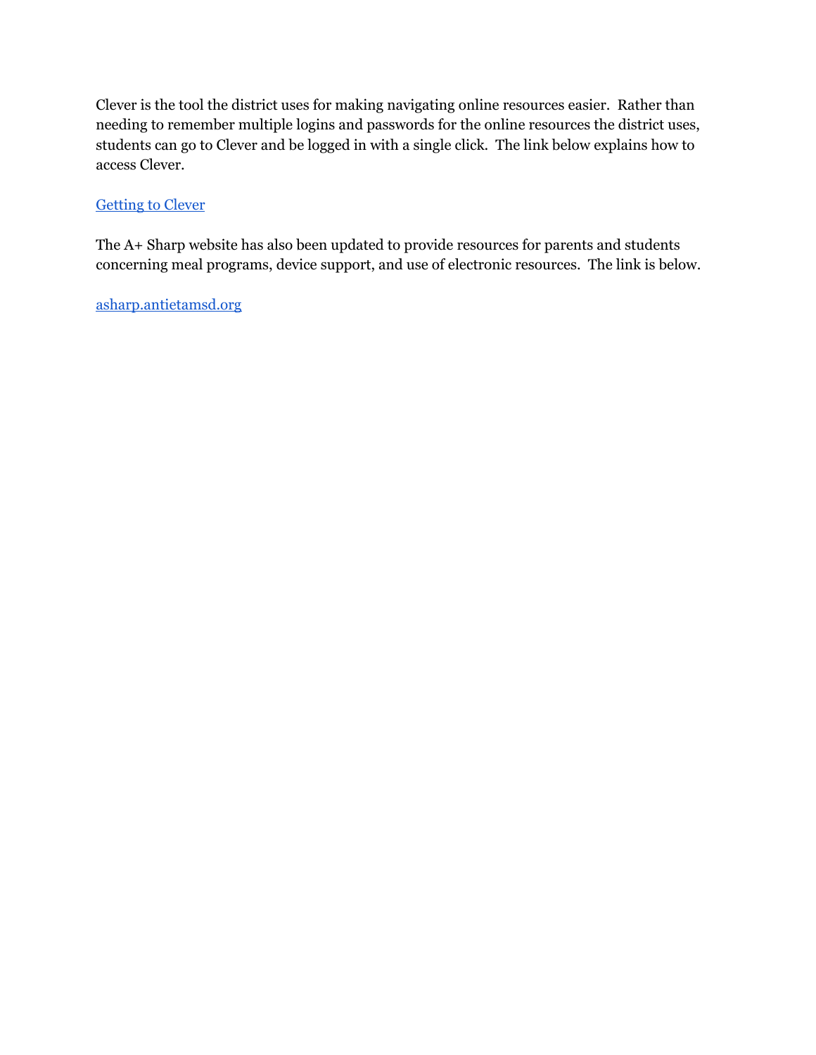Clever is the tool the district uses for making navigating online resources easier. Rather than needing to remember multiple logins and passwords for the online resources the district uses, students can go to Clever and be logged in with a single click. The link below explains how to access Clever.

Getting to Clever

The A+ Sharp website has also been updated to provide resources for parents and students concerning meal programs, device support, and use of electronic resources. The link is below.

asharp.antietamsd.org